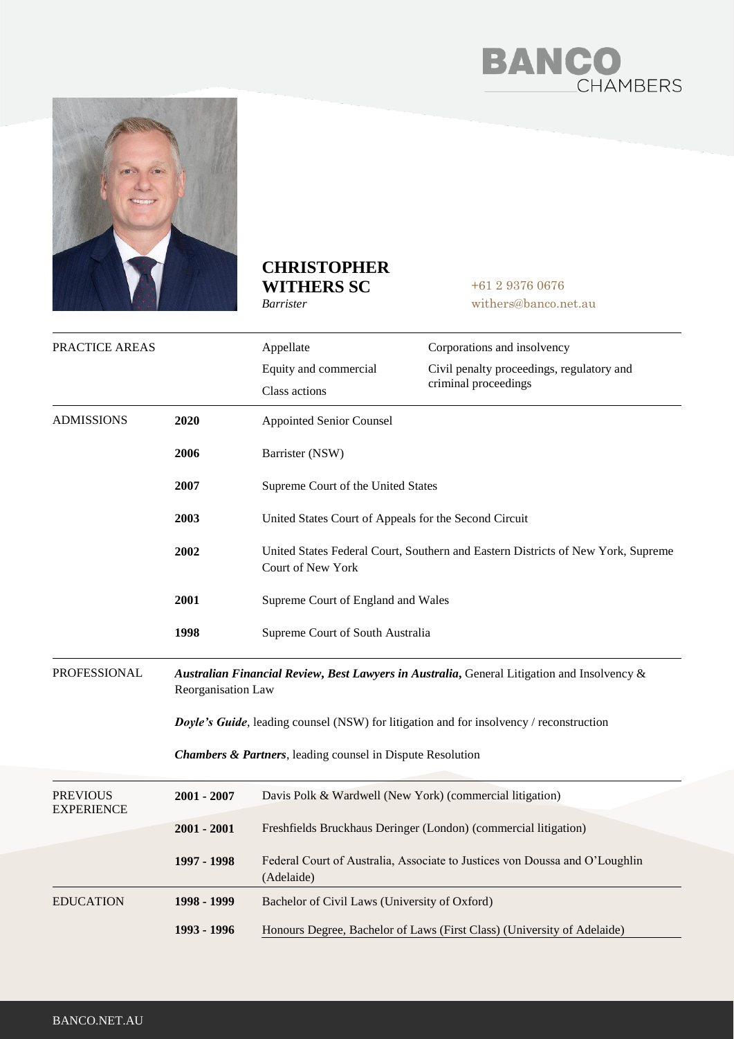BANCO CHAMBERS

# CHRISTOPHER WITHERS SC

*Barrister*

+61 2 9376 0676
withers@banco.net.au

| | | |
|---|---|---|
| PRACTICE AREAS | | Appellate<br>Equity and commercial<br>Class actions<br>Corporations and insolvency<br>Civil penalty proceedings, regulatory and criminal proceedings |
| ADMISSIONS | **2020** | Appointed Senior Counsel |
| | **2006** | Barrister (NSW) |
| | **2007** | Supreme Court of the United States |
| | **2003** | United States Court of Appeals for the Second Circuit |
| | **2002** | United States Federal Court, Southern and Eastern Districts of New York, Supreme Court of New York |
| | **2001** | Supreme Court of England and Wales |
| | **1998** | Supreme Court of South Australia |
| PROFESSIONAL | | ***Australian Financial Review, Best Lawyers in Australia,*** General Litigation and Insolvency & Reorganisation Law |
| | | ***Doyle's Guide***, leading counsel (NSW) for litigation and for insolvency / reconstruction |
| | | ***Chambers & Partners***, leading counsel in Dispute Resolution |
| PREVIOUS EXPERIENCE | **2001 - 2007** | Davis Polk & Wardwell (New York) (commercial litigation) |
| | **2001 - 2001** | Freshfields Bruckhaus Deringer (London) (commercial litigation) |
| | **1997 - 1998** | Federal Court of Australia, Associate to Justices von Doussa and O'Loughlin (Adelaide) |
| EDUCATION | **1998 - 1999** | Bachelor of Civil Laws (University of Oxford) |
| | **1993 - 1996** | Honours Degree, Bachelor of Laws (First Class) (University of Adelaide) |

BANCO.NET.AU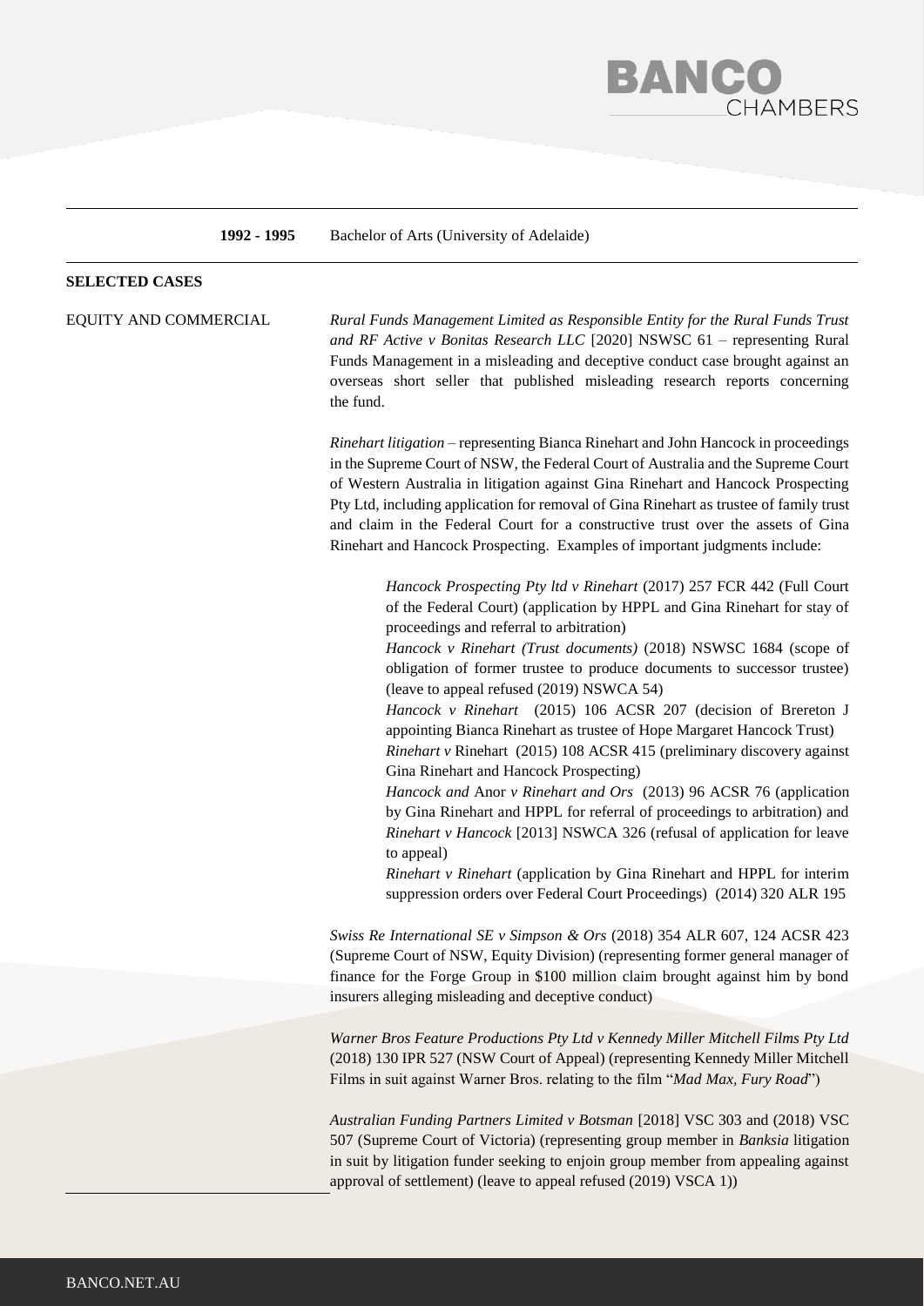**1992 - 1995** Bachelor of Arts (University of Adelaide)

## SELECTED CASES

### EQUITY AND COMMERCIAL

*Rural Funds Management Limited as Responsible Entity for the Rural Funds Trust and RF Active v Bonitas Research LLC* [2020] NSWSC 61 – representing Rural Funds Management in a misleading and deceptive conduct case brought against an overseas short seller that published misleading research reports concerning the fund.

*Rinehart litigation* – representing Bianca Rinehart and John Hancock in proceedings in the Supreme Court of NSW, the Federal Court of Australia and the Supreme Court of Western Australia in litigation against Gina Rinehart and Hancock Prospecting Pty Ltd, including application for removal of Gina Rinehart as trustee of family trust and claim in the Federal Court for a constructive trust over the assets of Gina Rinehart and Hancock Prospecting. Examples of important judgments include:

> *Hancock Prospecting Pty ltd v Rinehart* (2017) 257 FCR 442 (Full Court of the Federal Court) (application by HPPL and Gina Rinehart for stay of proceedings and referral to arbitration)
>
> *Hancock v Rinehart (Trust documents)* (2018) NSWSC 1684 (scope of obligation of former trustee to produce documents to successor trustee) (leave to appeal refused (2019) NSWCA 54)
>
> *Hancock v Rinehart* (2015) 106 ACSR 207 (decision of Brereton J appointing Bianca Rinehart as trustee of Hope Margaret Hancock Trust)
>
> *Rinehart v* Rinehart (2015) 108 ACSR 415 (preliminary discovery against Gina Rinehart and Hancock Prospecting)
>
> *Hancock and* Anor *v Rinehart and Ors* (2013) 96 ACSR 76 (application by Gina Rinehart and HPPL for referral of proceedings to arbitration) and *Rinehart v Hancock* [2013] NSWCA 326 (refusal of application for leave to appeal)
>
> *Rinehart v Rinehart* (application by Gina Rinehart and HPPL for interim suppression orders over Federal Court Proceedings) (2014) 320 ALR 195

*Swiss Re International SE v Simpson & Ors* (2018) 354 ALR 607, 124 ACSR 423 (Supreme Court of NSW, Equity Division) (representing former general manager of finance for the Forge Group in $100 million claim brought against him by bond insurers alleging misleading and deceptive conduct)

*Warner Bros Feature Productions Pty Ltd v Kennedy Miller Mitchell Films Pty Ltd* (2018) 130 IPR 527 (NSW Court of Appeal) (representing Kennedy Miller Mitchell Films in suit against Warner Bros. relating to the film "*Mad Max, Fury Road*")

*Australian Funding Partners Limited v Botsman* [2018] VSC 303 and (2018) VSC 507 (Supreme Court of Victoria) (representing group member in *Banksia* litigation in suit by litigation funder seeking to enjoin group member from appealing against approval of settlement) (leave to appeal refused (2019) VSCA 1))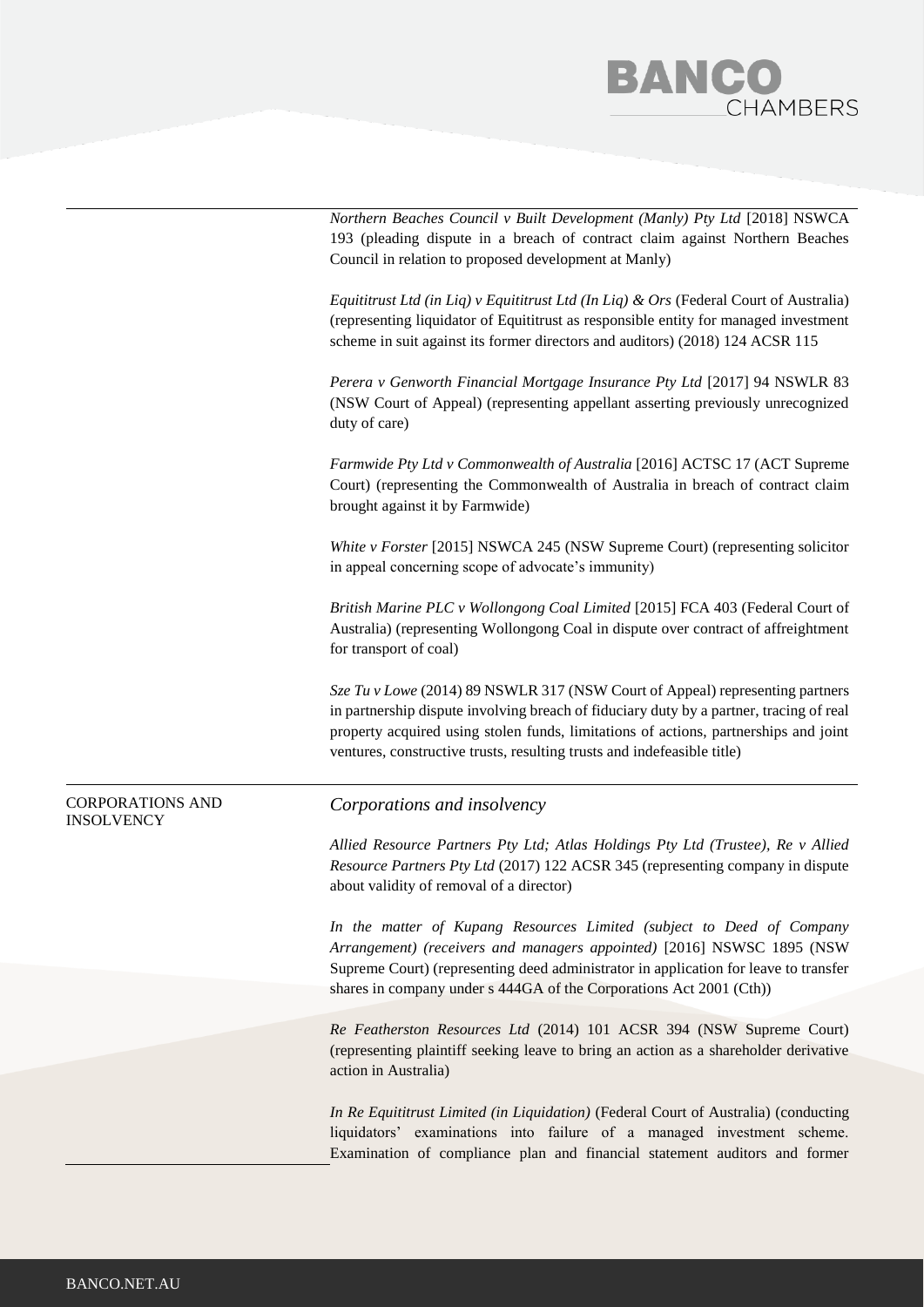*Northern Beaches Council v Built Development (Manly) Pty Ltd* [2018] NSWCA 193 (pleading dispute in a breach of contract claim against Northern Beaches Council in relation to proposed development at Manly)

*Equititrust Ltd (in Liq) v Equititrust Ltd (In Liq) & Ors* (Federal Court of Australia) (representing liquidator of Equititrust as responsible entity for managed investment scheme in suit against its former directors and auditors) (2018) 124 ACSR 115

*Perera v Genworth Financial Mortgage Insurance Pty Ltd* [2017] 94 NSWLR 83 (NSW Court of Appeal) (representing appellant asserting previously unrecognized duty of care)

*Farmwide Pty Ltd v Commonwealth of Australia* [2016] ACTSC 17 (ACT Supreme Court) (representing the Commonwealth of Australia in breach of contract claim brought against it by Farmwide)

*White v Forster* [2015] NSWCA 245 (NSW Supreme Court) (representing solicitor in appeal concerning scope of advocate's immunity)

*British Marine PLC v Wollongong Coal Limited* [2015] FCA 403 (Federal Court of Australia) (representing Wollongong Coal in dispute over contract of affreightment for transport of coal)

*Sze Tu v Lowe* (2014) 89 NSWLR 317 (NSW Court of Appeal) representing partners in partnership dispute involving breach of fiduciary duty by a partner, tracing of real property acquired using stolen funds, limitations of actions, partnerships and joint ventures, constructive trusts, resulting trusts and indefeasible title)

CORPORATIONS AND INSOLVENCY

## *Corporations and insolvency*

*Allied Resource Partners Pty Ltd; Atlas Holdings Pty Ltd (Trustee), Re v Allied Resource Partners Pty Ltd* (2017) 122 ACSR 345 (representing company in dispute about validity of removal of a director)

*In the matter of Kupang Resources Limited (subject to Deed of Company Arrangement) (receivers and managers appointed)* [2016] NSWSC 1895 (NSW Supreme Court) (representing deed administrator in application for leave to transfer shares in company under s 444GA of the Corporations Act 2001 (Cth))

*Re Featherston Resources Ltd* (2014) 101 ACSR 394 (NSW Supreme Court) (representing plaintiff seeking leave to bring an action as a shareholder derivative action in Australia)

*In Re Equititrust Limited (in Liquidation)* (Federal Court of Australia) (conducting liquidators' examinations into failure of a managed investment scheme. Examination of compliance plan and financial statement auditors and former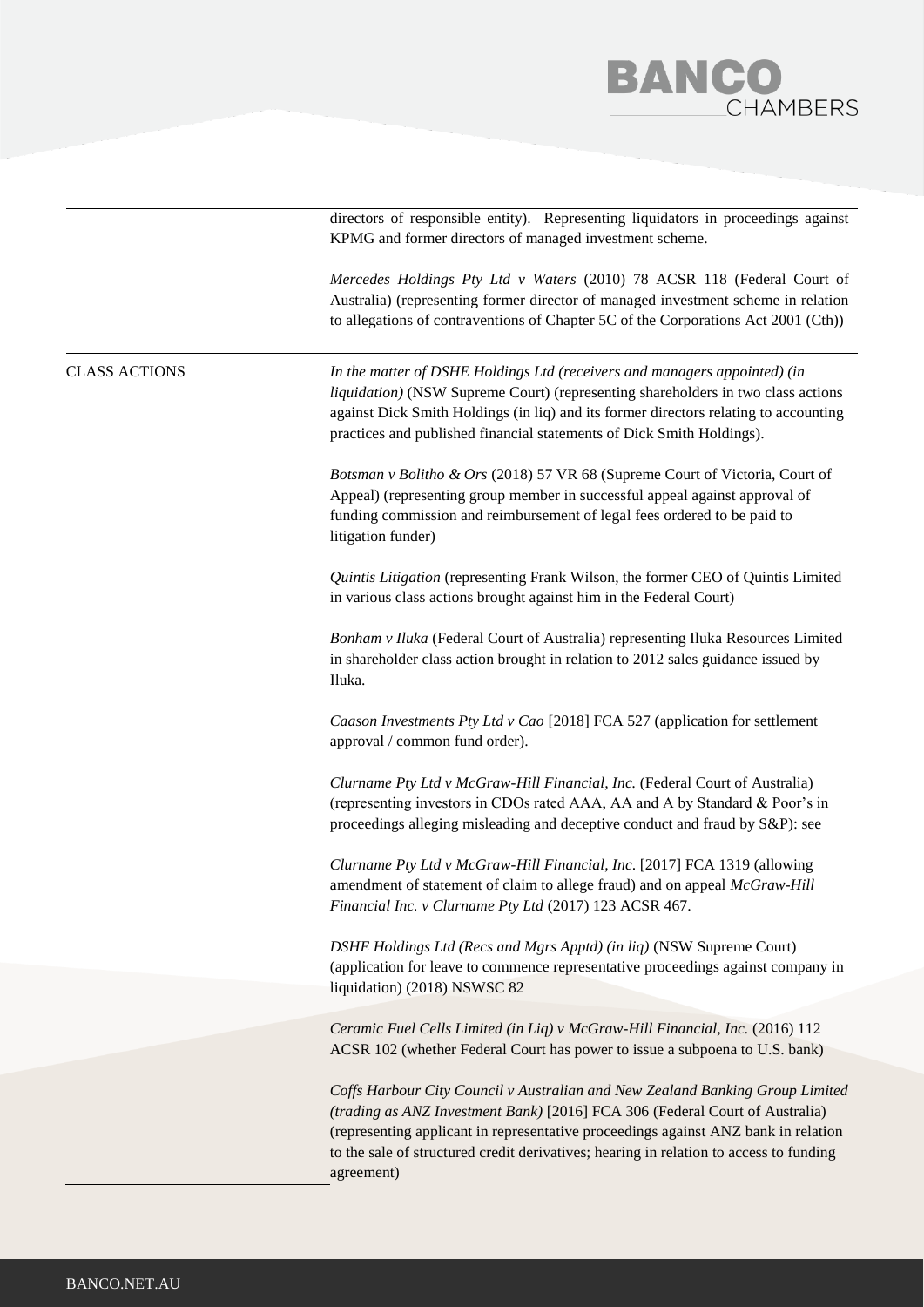directors of responsible entity). Representing liquidators in proceedings against KPMG and former directors of managed investment scheme.

*Mercedes Holdings Pty Ltd v Waters* (2010) 78 ACSR 118 (Federal Court of Australia) (representing former director of managed investment scheme in relation to allegations of contraventions of Chapter 5C of the Corporations Act 2001 (Cth))

## CLASS ACTIONS

*In the matter of DSHE Holdings Ltd (receivers and managers appointed) (in liquidation)* (NSW Supreme Court) (representing shareholders in two class actions against Dick Smith Holdings (in liq) and its former directors relating to accounting practices and published financial statements of Dick Smith Holdings).

*Botsman v Bolitho & Ors* (2018) 57 VR 68 (Supreme Court of Victoria, Court of Appeal) (representing group member in successful appeal against approval of funding commission and reimbursement of legal fees ordered to be paid to litigation funder)

*Quintis Litigation* (representing Frank Wilson, the former CEO of Quintis Limited in various class actions brought against him in the Federal Court)

*Bonham v Iluka* (Federal Court of Australia) representing Iluka Resources Limited in shareholder class action brought in relation to 2012 sales guidance issued by Iluka.

*Caason Investments Pty Ltd v Cao* [2018] FCA 527 (application for settlement approval / common fund order).

*Clurname Pty Ltd v McGraw-Hill Financial, Inc.* (Federal Court of Australia) (representing investors in CDOs rated AAA, AA and A by Standard & Poor's in proceedings alleging misleading and deceptive conduct and fraud by S&P): see

*Clurname Pty Ltd v McGraw-Hill Financial, Inc.* [2017] FCA 1319 (allowing amendment of statement of claim to allege fraud) and on appeal *McGraw-Hill Financial Inc. v Clurname Pty Ltd* (2017) 123 ACSR 467.

*DSHE Holdings Ltd (Recs and Mgrs Apptd) (in liq)* (NSW Supreme Court) (application for leave to commence representative proceedings against company in liquidation) (2018) NSWSC 82

*Ceramic Fuel Cells Limited (in Liq) v McGraw-Hill Financial, Inc.* (2016) 112 ACSR 102 (whether Federal Court has power to issue a subpoena to U.S. bank)

*Coffs Harbour City Council v Australian and New Zealand Banking Group Limited (trading as ANZ Investment Bank)* [2016] FCA 306 (Federal Court of Australia) (representing applicant in representative proceedings against ANZ bank in relation to the sale of structured credit derivatives; hearing in relation to access to funding agreement)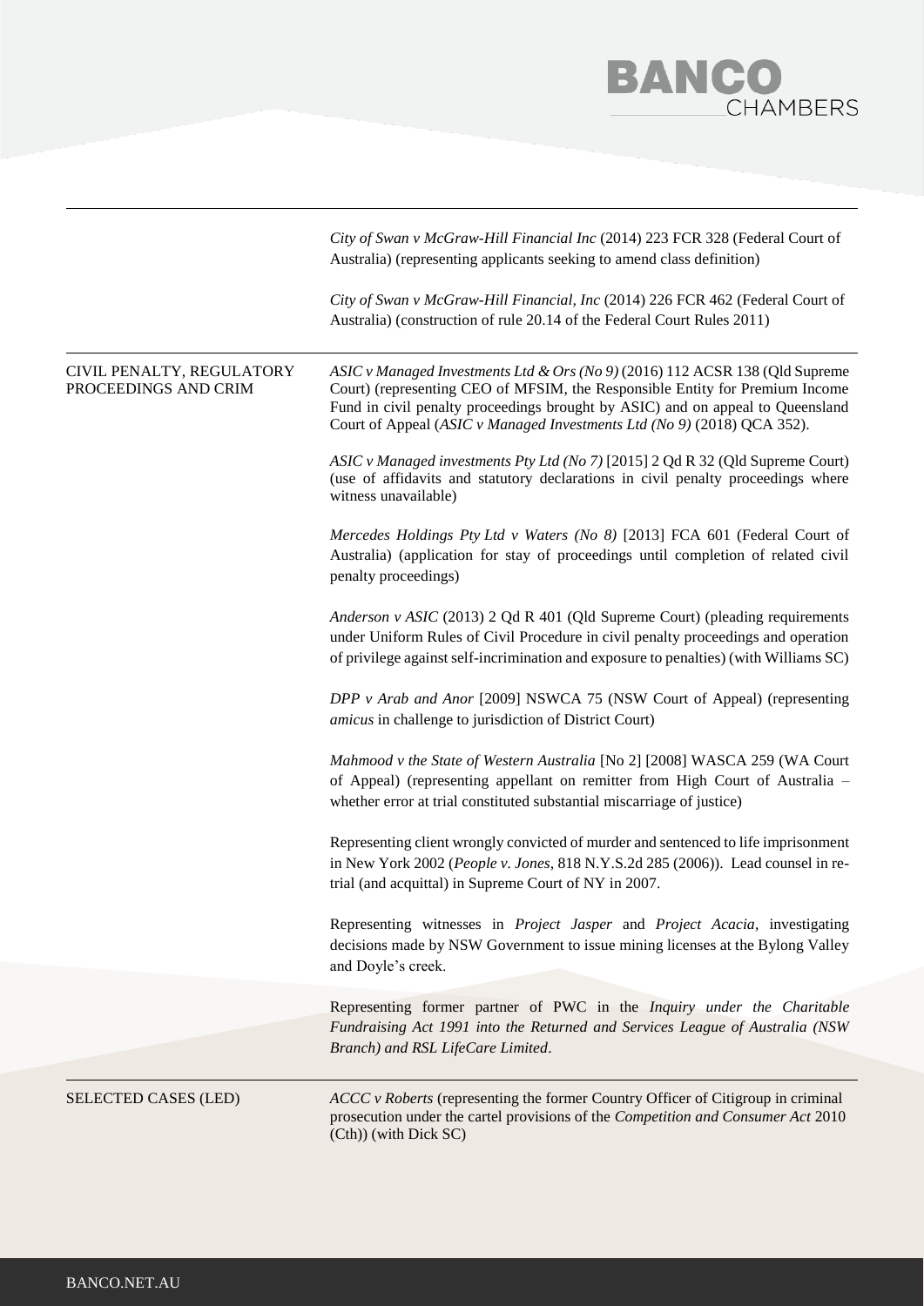| | |
|---|---|
| | *City of Swan v McGraw-Hill Financial Inc* (2014) 223 FCR 328 (Federal Court of Australia) (representing applicants seeking to amend class definition) |
| | *City of Swan v McGraw-Hill Financial, Inc* (2014) 226 FCR 462 (Federal Court of Australia) (construction of rule 20.14 of the Federal Court Rules 2011) |
| CIVIL PENALTY, REGULATORY PROCEEDINGS AND CRIM | *ASIC v Managed Investments Ltd & Ors (No 9)* (2016) 112 ACSR 138 (Qld Supreme Court) (representing CEO of MFSIM, the Responsible Entity for Premium Income Fund in civil penalty proceedings brought by ASIC) and on appeal to Queensland Court of Appeal (*ASIC v Managed Investments Ltd (No 9)* (2018) QCA 352). |
| | *ASIC v Managed investments Pty Ltd (No 7)* [2015] 2 Qd R 32 (Qld Supreme Court) (use of affidavits and statutory declarations in civil penalty proceedings where witness unavailable) |
| | *Mercedes Holdings Pty Ltd v Waters (No 8)* [2013] FCA 601 (Federal Court of Australia) (application for stay of proceedings until completion of related civil penalty proceedings) |
| | *Anderson v ASIC* (2013) 2 Qd R 401 (Qld Supreme Court) (pleading requirements under Uniform Rules of Civil Procedure in civil penalty proceedings and operation of privilege against self-incrimination and exposure to penalties) (with Williams SC) |
| | *DPP v Arab and Anor* [2009] NSWCA 75 (NSW Court of Appeal) (representing *amicus* in challenge to jurisdiction of District Court) |
| | *Mahmood v the State of Western Australia* [No 2] [2008] WASCA 259 (WA Court of Appeal) (representing appellant on remitter from High Court of Australia – whether error at trial constituted substantial miscarriage of justice) |
| | Representing client wrongly convicted of murder and sentenced to life imprisonment in New York 2002 (*People v. Jones*, 818 N.Y.S.2d 285 (2006)). Lead counsel in re-trial (and acquittal) in Supreme Court of NY in 2007. |
| | Representing witnesses in *Project Jasper* and *Project Acacia*, investigating decisions made by NSW Government to issue mining licenses at the Bylong Valley and Doyle's creek. |
| | Representing former partner of PWC in the *Inquiry under the Charitable Fundraising Act 1991 into the Returned and Services League of Australia (NSW Branch) and RSL LifeCare Limited*. |
| SELECTED CASES (LED) | *ACCC v Roberts* (representing the former Country Officer of Citigroup in criminal prosecution under the cartel provisions of the *Competition and Consumer Act* 2010 (Cth)) (with Dick SC) |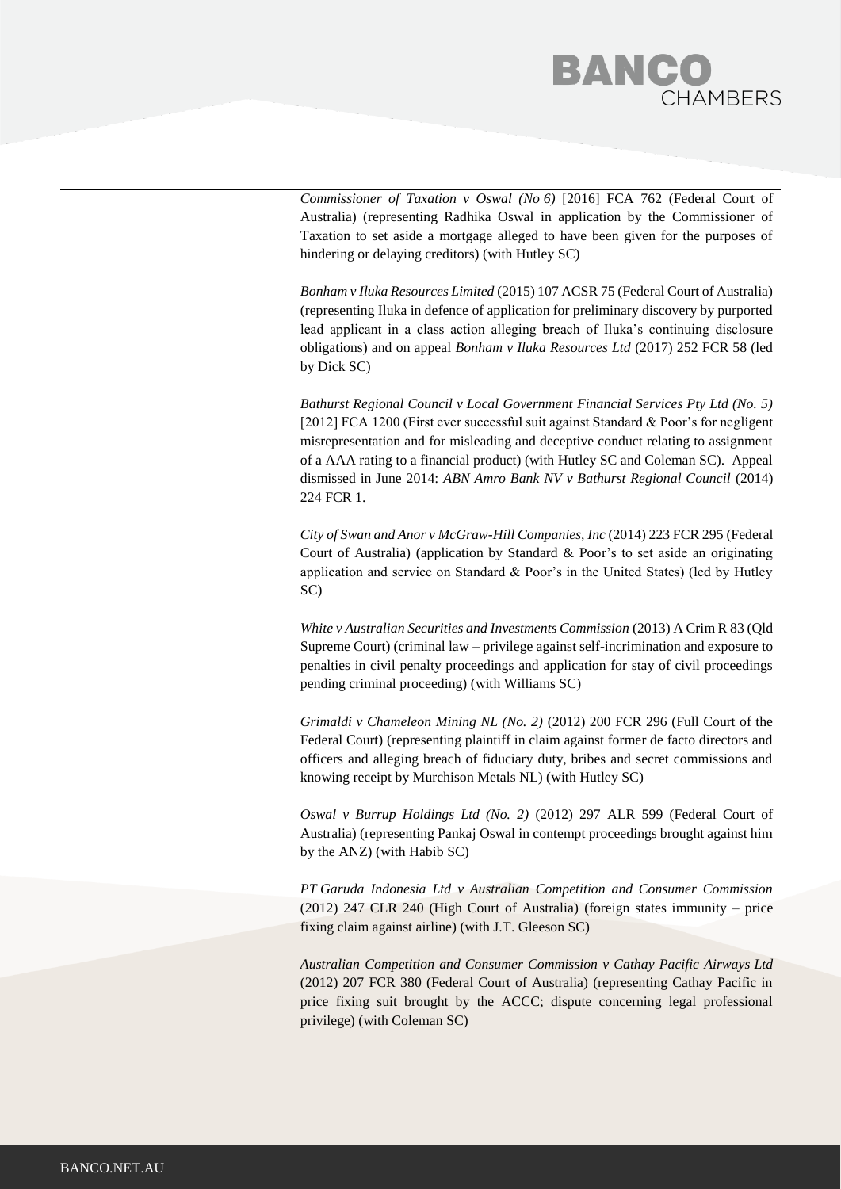*Commissioner of Taxation v Oswal (No 6)* [2016] FCA 762 (Federal Court of Australia) (representing Radhika Oswal in application by the Commissioner of Taxation to set aside a mortgage alleged to have been given for the purposes of hindering or delaying creditors) (with Hutley SC)

*Bonham v Iluka Resources Limited* (2015) 107 ACSR 75 (Federal Court of Australia) (representing Iluka in defence of application for preliminary discovery by purported lead applicant in a class action alleging breach of Iluka's continuing disclosure obligations) and on appeal *Bonham v Iluka Resources Ltd* (2017) 252 FCR 58 (led by Dick SC)

*Bathurst Regional Council v Local Government Financial Services Pty Ltd (No. 5)* [2012] FCA 1200 (First ever successful suit against Standard & Poor's for negligent misrepresentation and for misleading and deceptive conduct relating to assignment of a AAA rating to a financial product) (with Hutley SC and Coleman SC). Appeal dismissed in June 2014: *ABN Amro Bank NV v Bathurst Regional Council* (2014) 224 FCR 1.

*City of Swan and Anor v McGraw-Hill Companies, Inc* (2014) 223 FCR 295 (Federal Court of Australia) (application by Standard & Poor's to set aside an originating application and service on Standard & Poor's in the United States) (led by Hutley SC)

*White v Australian Securities and Investments Commission* (2013) A Crim R 83 (Qld Supreme Court) (criminal law – privilege against self-incrimination and exposure to penalties in civil penalty proceedings and application for stay of civil proceedings pending criminal proceeding) (with Williams SC)

*Grimaldi v Chameleon Mining NL (No. 2)* (2012) 200 FCR 296 (Full Court of the Federal Court) (representing plaintiff in claim against former de facto directors and officers and alleging breach of fiduciary duty, bribes and secret commissions and knowing receipt by Murchison Metals NL) (with Hutley SC)

*Oswal v Burrup Holdings Ltd (No. 2)* (2012) 297 ALR 599 (Federal Court of Australia) (representing Pankaj Oswal in contempt proceedings brought against him by the ANZ) (with Habib SC)

*PT Garuda Indonesia Ltd v Australian Competition and Consumer Commission* (2012) 247 CLR 240 (High Court of Australia) (foreign states immunity – price fixing claim against airline) (with J.T. Gleeson SC)

*Australian Competition and Consumer Commission v Cathay Pacific Airways Ltd* (2012) 207 FCR 380 (Federal Court of Australia) (representing Cathay Pacific in price fixing suit brought by the ACCC; dispute concerning legal professional privilege) (with Coleman SC)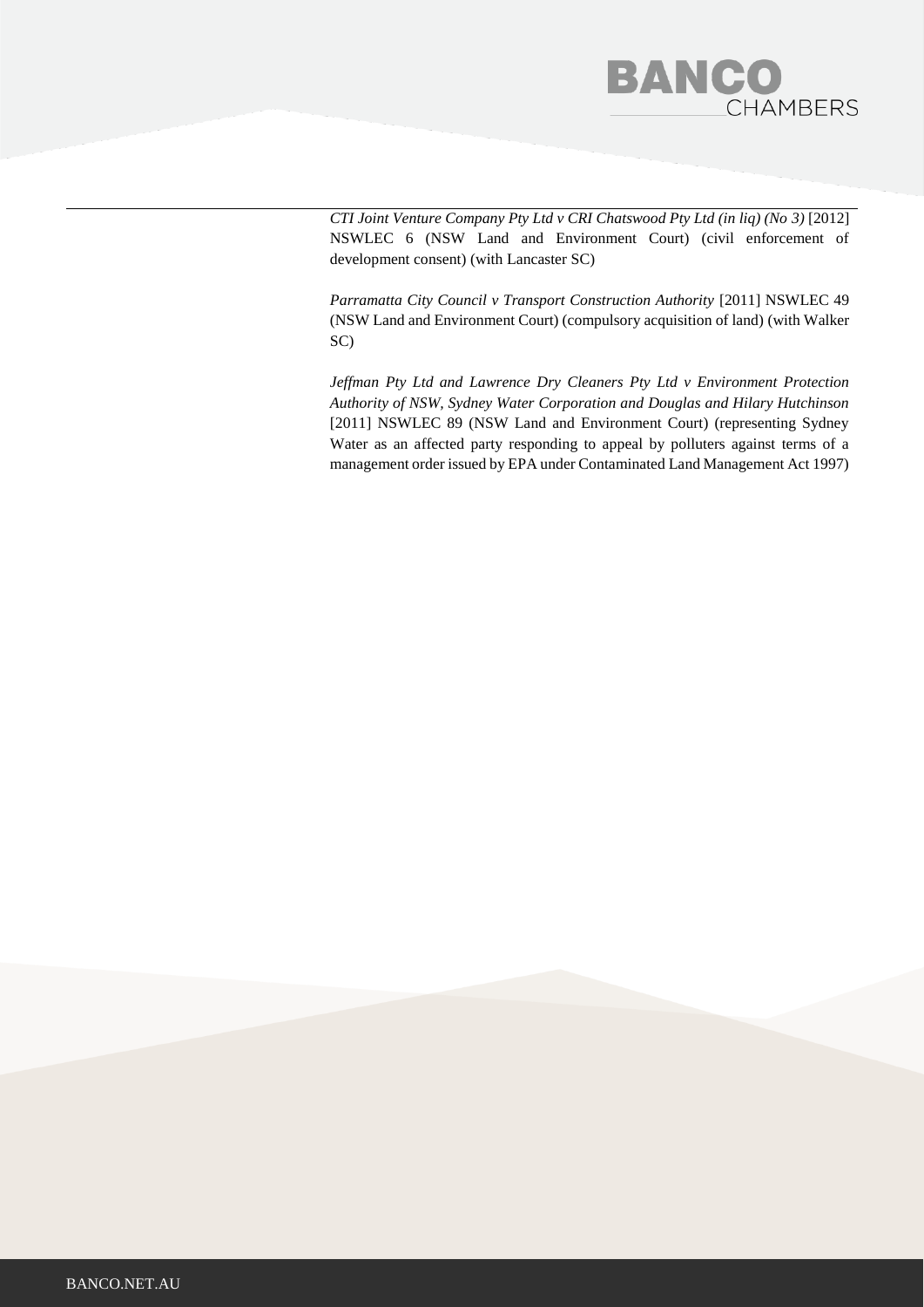*CTI Joint Venture Company Pty Ltd v CRI Chatswood Pty Ltd (in liq) (No 3)* [2012] NSWLEC 6 (NSW Land and Environment Court) (civil enforcement of development consent) (with Lancaster SC)

*Parramatta City Council v Transport Construction Authority* [2011] NSWLEC 49 (NSW Land and Environment Court) (compulsory acquisition of land) (with Walker SC)

*Jeffman Pty Ltd and Lawrence Dry Cleaners Pty Ltd v Environment Protection Authority of NSW, Sydney Water Corporation and Douglas and Hilary Hutchinson* [2011] NSWLEC 89 (NSW Land and Environment Court) (representing Sydney Water as an affected party responding to appeal by polluters against terms of a management order issued by EPA under Contaminated Land Management Act 1997)